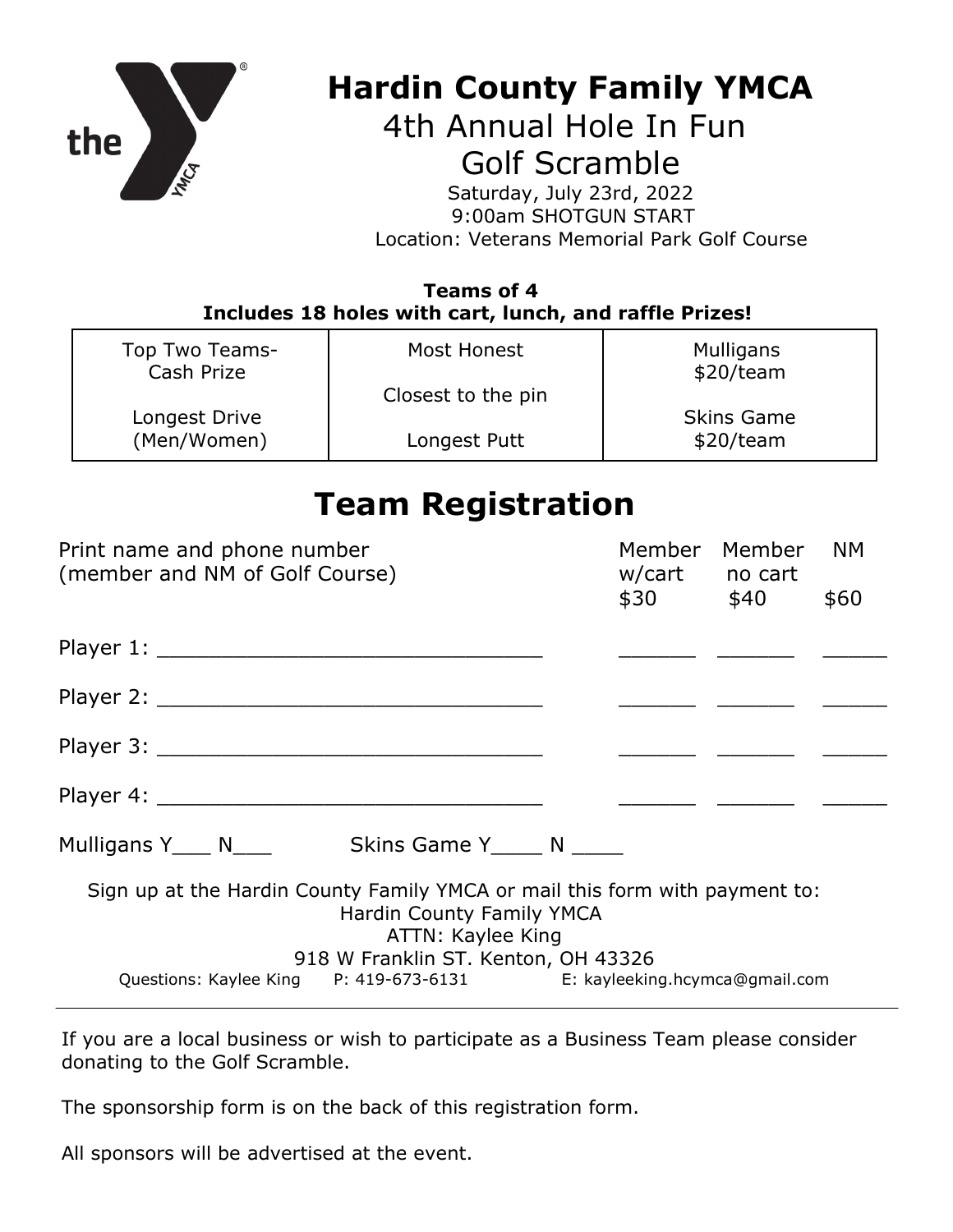# Hardin County Family YMCA

## 4th Annual Hole In Fun Golf Scramble

Saturday, July 23rd, 2022
9:00am SHOTGUN START
Location: Veterans Memorial Park Golf Course

**Teams of 4**
**Includes 18 holes with cart, lunch, and raffle Prizes!**

| | | |
|---|---|---|
| Top Two Teams- Cash Prize<br><br>Longest Drive (Men/Women) | Most Honest<br><br>Closest to the pin<br><br>Longest Putt | Mulligans $20/team<br><br>Skins Game $20/team |

# Team Registration

| Print name and phone number (member and NM of Golf Course) | Member w/cart $30 | Member no cart $40 | NM $60 |
|---|---|---|---|
| Player 1: _______________________________ | ______ | ______ | _____ |
| Player 2: _______________________________ | ______ | ______ | _____ |
| Player 3: _______________________________ | ______ | ______ | _____ |
| Player 4: _______________________________ | ______ | ______ | _____ |

Mulligans Y___ N___ Skins Game Y____ N ____

Sign up at the Hardin County Family YMCA or mail this form with payment to:
Hardin County Family YMCA
ATTN: Kaylee King
918 W Franklin ST. Kenton, OH 43326
Questions: Kaylee King P: 419-673-6131 E: kayleeking.hcymca@gmail.com

---

If you are a local business or wish to participate as a Business Team please consider donating to the Golf Scramble.

The sponsorship form is on the back of this registration form.

All sponsors will be advertised at the event.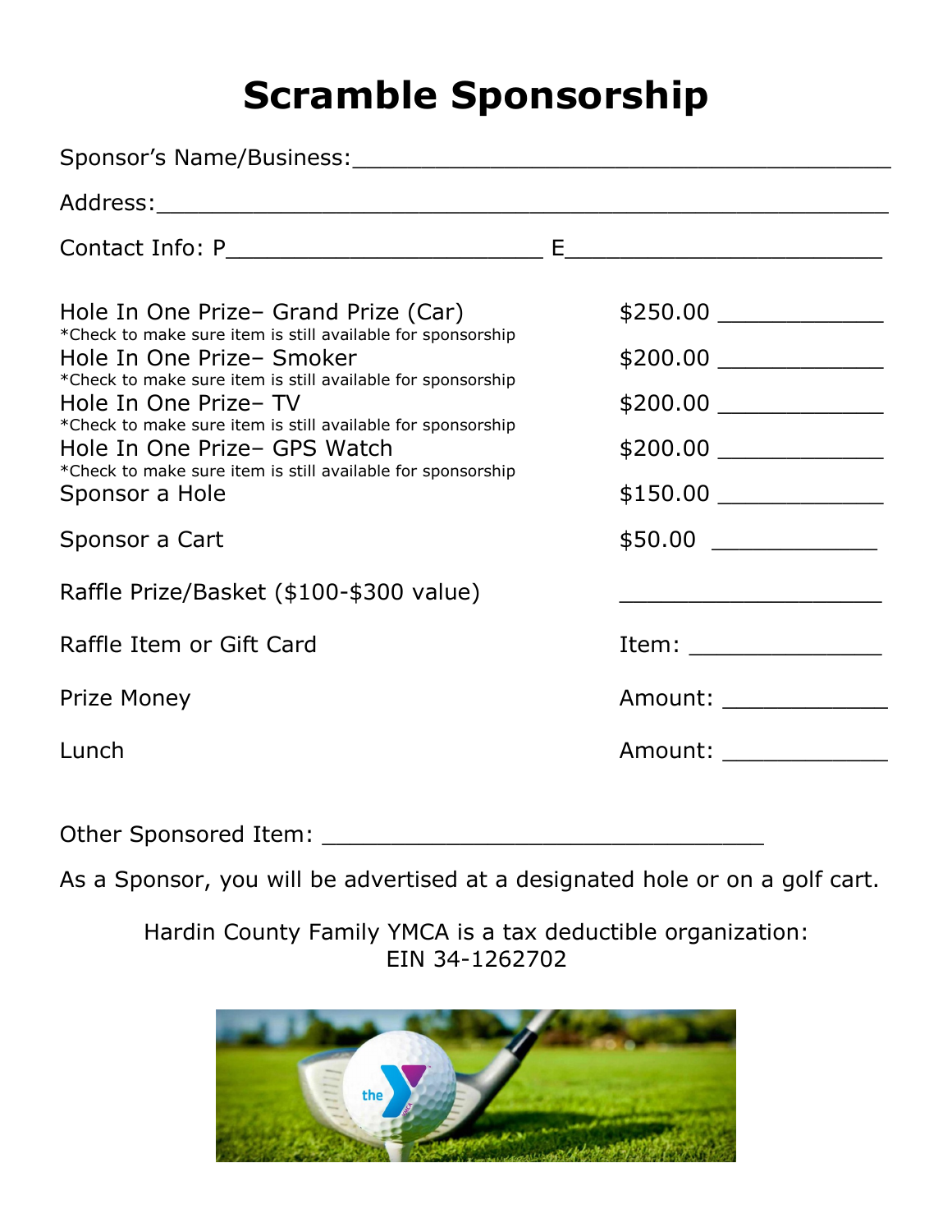# Scramble Sponsorship

Sponsor's Name/Business:_______________________________________

Address:___________________________________________________

Contact Info: P_______________________ E_______________________

| | |
|---|---|
| Hole In One Prize– Grand Prize (Car)<br>*Check to make sure item is still available for sponsorship | $250.00 ____________ |
| Hole In One Prize– Smoker<br>*Check to make sure item is still available for sponsorship | $200.00 ____________ |
| Hole In One Prize– TV<br>*Check to make sure item is still available for sponsorship | $200.00 ____________ |
| Hole In One Prize– GPS Watch<br>*Check to make sure item is still available for sponsorship | $200.00 ____________ |
| Sponsor a Hole | $150.00 ____________ |
| Sponsor a Cart | $50.00 ____________ |
| Raffle Prize/Basket ($100-$300 value) | ___________________ |
| Raffle Item or Gift Card | Item: ______________ |
| Prize Money | Amount: ____________ |
| Lunch | Amount: ____________ |

Other Sponsored Item: ________________________________

As a Sponsor, you will be advertised at a designated hole or on a golf cart.

Hardin County Family YMCA is a tax deductible organization:
EIN 34-1262702